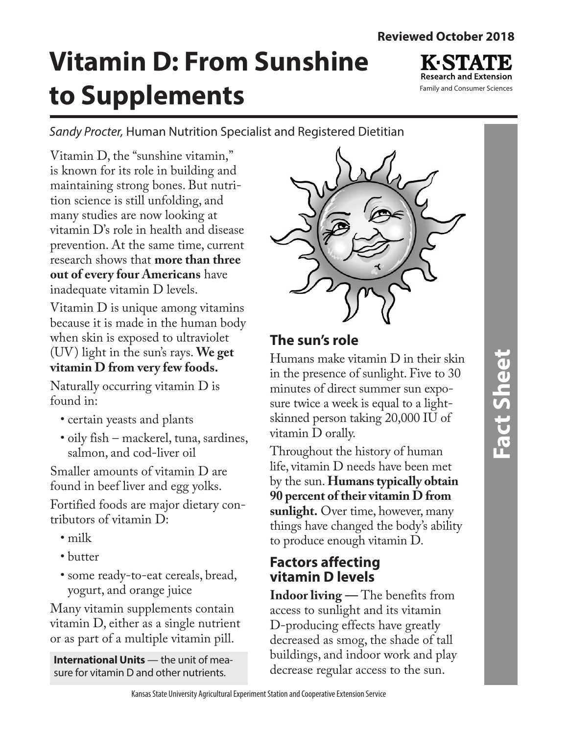Reviewed October 2018

# Vitamin D: From Sunshine to Supplements

K·STATE Research and Extension
Family and Consumer Sciences

*Sandy Procter,* Human Nutrition Specialist and Registered Dietitian

Vitamin D, the "sunshine vitamin," is known for its role in building and maintaining strong bones. But nutrition science is still unfolding, and many studies are now looking at vitamin D's role in health and disease prevention. At the same time, current research shows that **more than three out of every four Americans** have inadequate vitamin D levels.

Vitamin D is unique among vitamins because it is made in the human body when skin is exposed to ultraviolet (UV) light in the sun's rays. **We get vitamin D from very few foods.**

Naturally occurring vitamin D is found in:

- certain yeasts and plants
- oily fish – mackerel, tuna, sardines, salmon, and cod-liver oil

Smaller amounts of vitamin D are found in beef liver and egg yolks.

Fortified foods are major dietary contributors of vitamin D:

- milk
- butter
- some ready-to-eat cereals, bread, yogurt, and orange juice

Many vitamin supplements contain vitamin D, either as a single nutrient or as part of a multiple vitamin pill.

**International Units** — the unit of measure for vitamin D and other nutrients.

## The sun's role

Humans make vitamin D in their skin in the presence of sunlight. Five to 30 minutes of direct summer sun exposure twice a week is equal to a light-skinned person taking 20,000 IU of vitamin D orally.

Throughout the history of human life, vitamin D needs have been met by the sun. **Humans typically obtain 90 percent of their vitamin D from sunlight.** Over time, however, many things have changed the body's ability to produce enough vitamin D.

## Factors affecting vitamin D levels

**Indoor living —** The benefits from access to sunlight and its vitamin D-producing effects have greatly decreased as smog, the shade of tall buildings, and indoor work and play decrease regular access to the sun.

Fact Sheet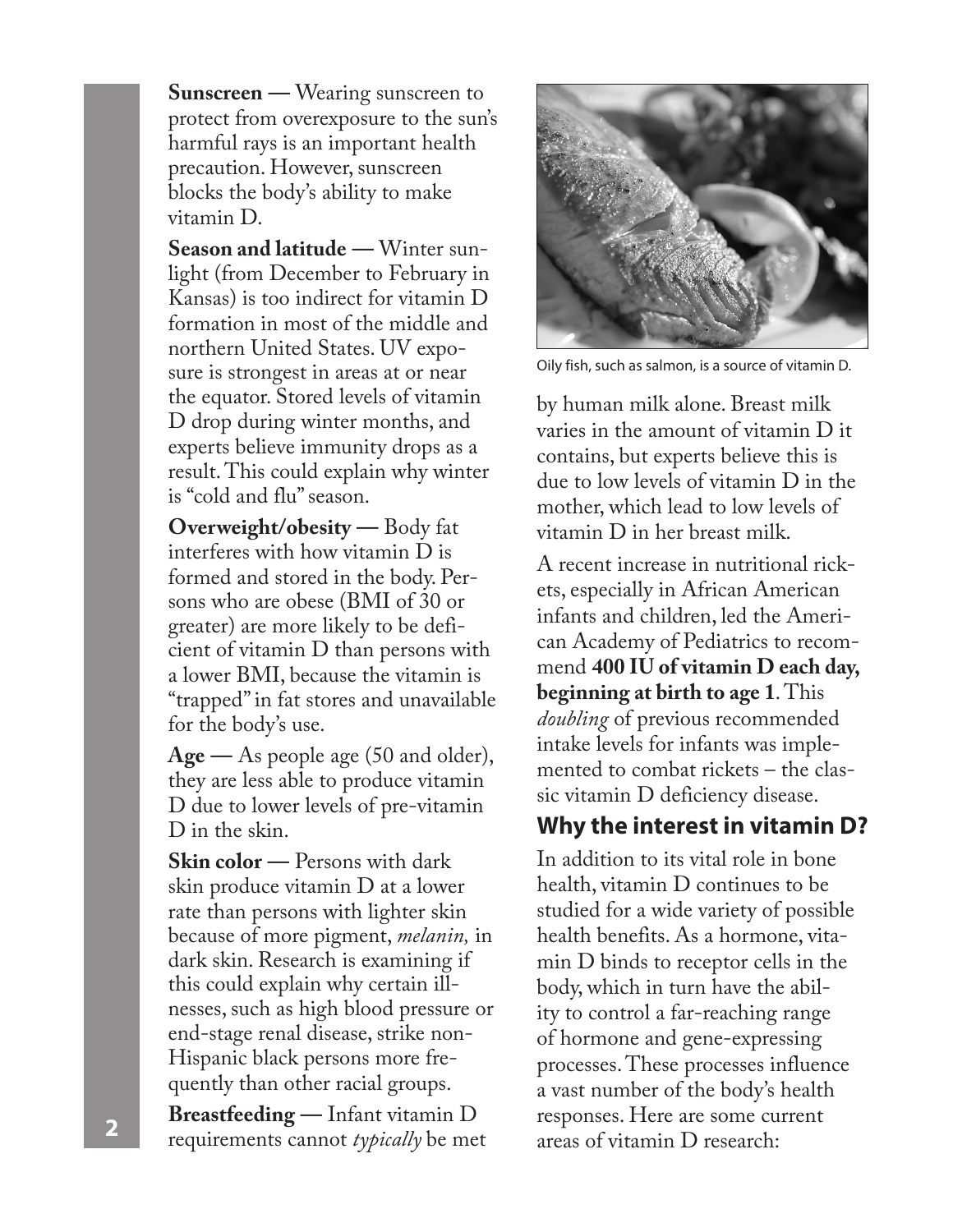**Sunscreen —** Wearing sunscreen to protect from overexposure to the sun's harmful rays is an important health precaution. However, sunscreen blocks the body's ability to make vitamin D.

**Season and latitude —** Winter sunlight (from December to February in Kansas) is too indirect for vitamin D formation in most of the middle and northern United States. UV exposure is strongest in areas at or near the equator. Stored levels of vitamin D drop during winter months, and experts believe immunity drops as a result. This could explain why winter is "cold and flu" season.

**Overweight/obesity —** Body fat interferes with how vitamin D is formed and stored in the body. Persons who are obese (BMI of 30 or greater) are more likely to be deficient of vitamin D than persons with a lower BMI, because the vitamin is "trapped" in fat stores and unavailable for the body's use.

**Age —** As people age (50 and older), they are less able to produce vitamin D due to lower levels of pre-vitamin D in the skin.

**Skin color —** Persons with dark skin produce vitamin D at a lower rate than persons with lighter skin because of more pigment, *melanin,* in dark skin. Research is examining if this could explain why certain illnesses, such as high blood pressure or end-stage renal disease, strike non-Hispanic black persons more frequently than other racial groups.

**Breastfeeding —** Infant vitamin D requirements cannot *typically* be met by human milk alone. Breast milk varies in the amount of vitamin D it contains, but experts believe this is due to low levels of vitamin D in the mother, which lead to low levels of vitamin D in her breast milk.

Oily fish, such as salmon, is a source of vitamin D.

A recent increase in nutritional rickets, especially in African American infants and children, led the American Academy of Pediatrics to recommend **400 IU of vitamin D each day, beginning at birth to age 1**. This *doubling* of previous recommended intake levels for infants was implemented to combat rickets – the classic vitamin D deficiency disease.

## Why the interest in vitamin D?

In addition to its vital role in bone health, vitamin D continues to be studied for a wide variety of possible health benefits. As a hormone, vitamin D binds to receptor cells in the body, which in turn have the ability to control a far-reaching range of hormone and gene-expressing processes. These processes influence a vast number of the body's health responses. Here are some current areas of vitamin D research: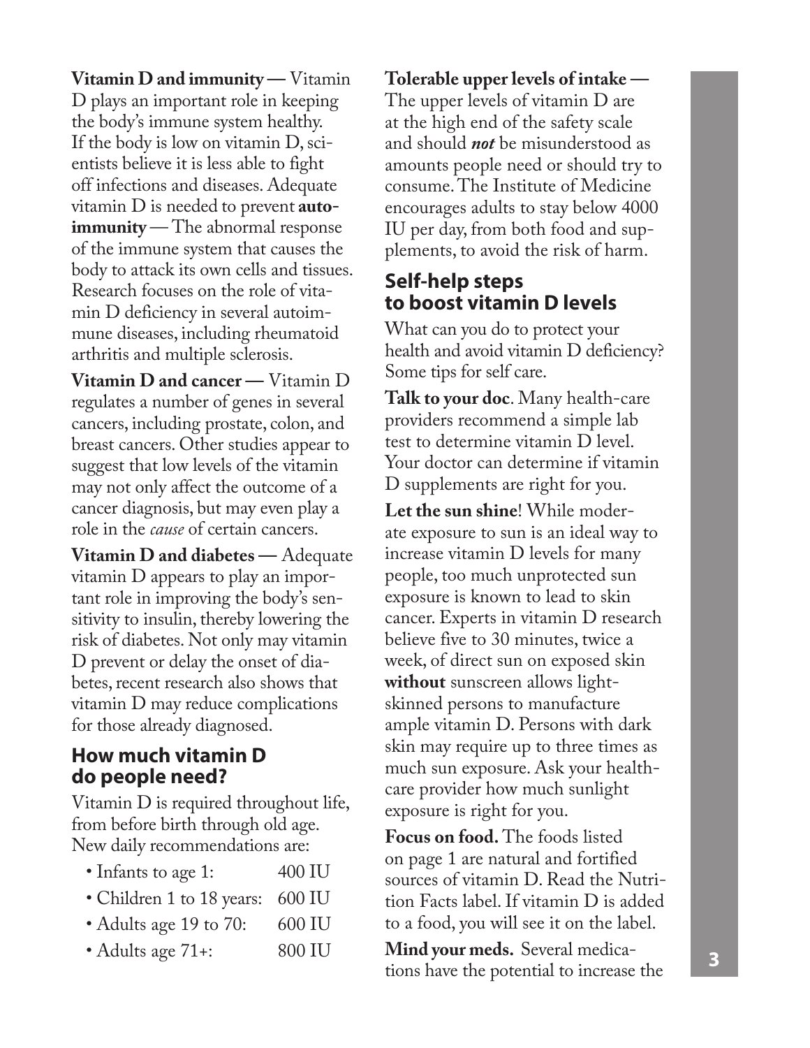**Vitamin D and immunity —** Vitamin D plays an important role in keeping the body's immune system healthy. If the body is low on vitamin D, scientists believe it is less able to fight off infections and diseases. Adequate vitamin D is needed to prevent **autoimmunity** — The abnormal response of the immune system that causes the body to attack its own cells and tissues. Research focuses on the role of vitamin D deficiency in several autoimmune diseases, including rheumatoid arthritis and multiple sclerosis.

**Vitamin D and cancer —** Vitamin D regulates a number of genes in several cancers, including prostate, colon, and breast cancers. Other studies appear to suggest that low levels of the vitamin may not only affect the outcome of a cancer diagnosis, but may even play a role in the *cause* of certain cancers.

**Vitamin D and diabetes —** Adequate vitamin D appears to play an important role in improving the body's sensitivity to insulin, thereby lowering the risk of diabetes. Not only may vitamin D prevent or delay the onset of diabetes, recent research also shows that vitamin D may reduce complications for those already diagnosed.

## How much vitamin D do people need?

Vitamin D is required throughout life, from before birth through old age. New daily recommendations are:

- Infants to age 1: 400 IU
- Children 1 to 18 years: 600 IU
- Adults age 19 to 70: 600 IU
- Adults age 71+: 800 IU

**Tolerable upper levels of intake —** The upper levels of vitamin D are at the high end of the safety scale and should ***not*** be misunderstood as amounts people need or should try to consume. The Institute of Medicine encourages adults to stay below 4000 IU per day, from both food and supplements, to avoid the risk of harm.

## Self-help steps to boost vitamin D levels

What can you do to protect your health and avoid vitamin D deficiency? Some tips for self care.

**Talk to your doc**. Many health-care providers recommend a simple lab test to determine vitamin D level. Your doctor can determine if vitamin D supplements are right for you.

**Let the sun shine**! While moderate exposure to sun is an ideal way to increase vitamin D levels for many people, too much unprotected sun exposure is known to lead to skin cancer. Experts in vitamin D research believe five to 30 minutes, twice a week, of direct sun on exposed skin **without** sunscreen allows light-skinned persons to manufacture ample vitamin D. Persons with dark skin may require up to three times as much sun exposure. Ask your health-care provider how much sunlight exposure is right for you.

**Focus on food.** The foods listed on page 1 are natural and fortified sources of vitamin D. Read the Nutrition Facts label. If vitamin D is added to a food, you will see it on the label.

**Mind your meds.** Several medications have the potential to increase the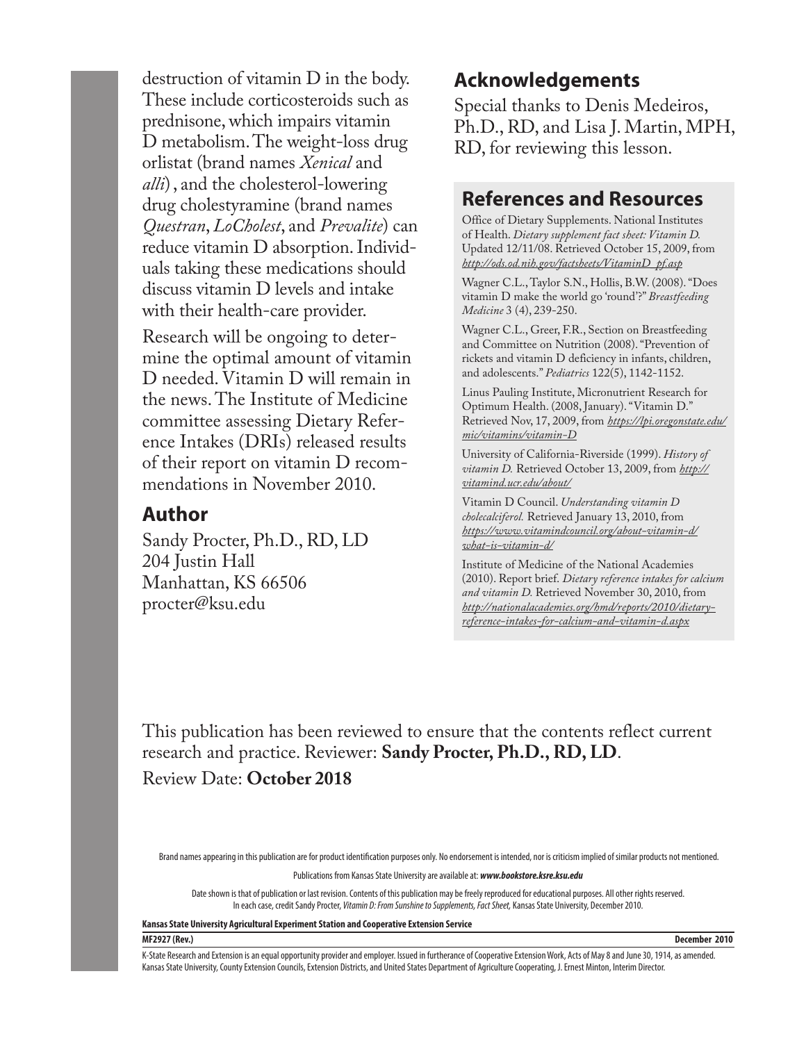destruction of vitamin D in the body. These include corticosteroids such as prednisone, which impairs vitamin D metabolism. The weight-loss drug orlistat (brand names *Xenical* and *alli*), and the cholesterol-lowering drug cholestyramine (brand names *Questran*, *LoCholest*, and *Prevalite*) can reduce vitamin D absorption. Individuals taking these medications should discuss vitamin D levels and intake with their health-care provider.

Research will be ongoing to determine the optimal amount of vitamin D needed. Vitamin D will remain in the news. The Institute of Medicine committee assessing Dietary Reference Intakes (DRIs) released results of their report on vitamin D recommendations in November 2010.

## Author

Sandy Procter, Ph.D., RD, LD
204 Justin Hall
Manhattan, KS 66506
procter@ksu.edu

## Acknowledgements

Special thanks to Denis Medeiros, Ph.D., RD, and Lisa J. Martin, MPH, RD, for reviewing this lesson.

## References and Resources

Office of Dietary Supplements. National Institutes of Health. *Dietary supplement fact sheet: Vitamin D.* Updated 12/11/08. Retrieved October 15, 2009, from http://ods.od.nih.gov/factsheets/VitaminD_pf.asp

Wagner C.L., Taylor S.N., Hollis, B.W. (2008). "Does vitamin D make the world go 'round'?" *Breastfeeding Medicine* 3 (4), 239-250.

Wagner C.L., Greer, F.R., Section on Breastfeeding and Committee on Nutrition (2008). "Prevention of rickets and vitamin D deficiency in infants, children, and adolescents." *Pediatrics* 122(5), 1142-1152.

Linus Pauling Institute, Micronutrient Research for Optimum Health. (2008, January). "Vitamin D." Retrieved Nov, 17, 2009, from https://lpi.oregonstate.edu/mic/vitamins/vitamin-D

University of California-Riverside (1999). *History of vitamin D.* Retrieved October 13, 2009, from http://vitamind.ucr.edu/about/

Vitamin D Council. *Understanding vitamin D cholecalciferol.* Retrieved January 13, 2010, from https://www.vitamindcouncil.org/about-vitamin-d/what-is-vitamin-d/

Institute of Medicine of the National Academies (2010). Report brief. *Dietary reference intakes for calcium and vitamin D.* Retrieved November 30, 2010, from http://nationalacademies.org/hmd/reports/2010/dietary-reference-intakes-for-calcium-and-vitamin-d.aspx

This publication has been reviewed to ensure that the contents reflect current research and practice. Reviewer: **Sandy Procter, Ph.D., RD, LD**.

Review Date: **October 2018**

Brand names appearing in this publication are for product identification purposes only. No endorsement is intended, nor is criticism implied of similar products not mentioned.

Publications from Kansas State University are available at: ***www.bookstore.ksre.ksu.edu***

Date shown is that of publication or last revision. Contents of this publication may be freely reproduced for educational purposes. All other rights reserved. In each case, credit Sandy Procter, *Vitamin D: From Sunshine to Supplements, Fact Sheet,* Kansas State University, December 2010.

**Kansas State University Agricultural Experiment Station and Cooperative Extension Service**

**MF2927 (Rev.)** **December 2010**

K-State Research and Extension is an equal opportunity provider and employer. Issued in furtherance of Cooperative Extension Work, Acts of May 8 and June 30, 1914, as amended. Kansas State University, County Extension Councils, Extension Districts, and United States Department of Agriculture Cooperating, J. Ernest Minton, Interim Director.